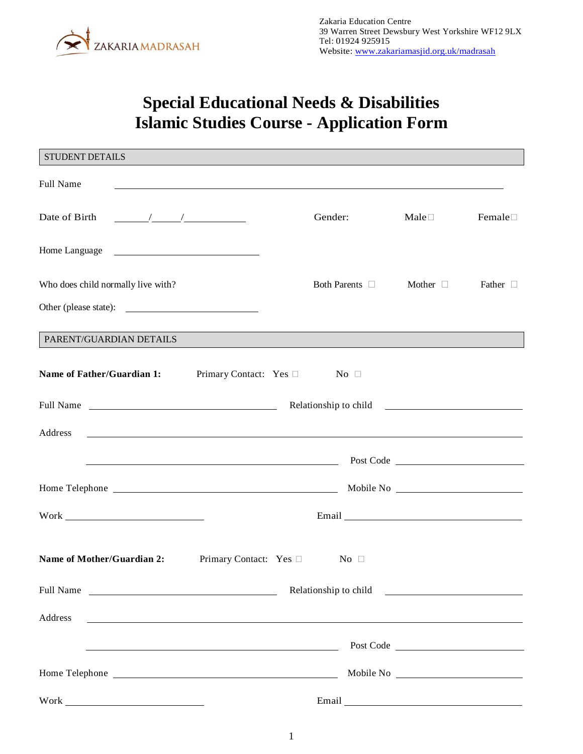ZAKARIA MADRASAH

Zakaria Education Centre
39 Warren Street Dewsbury West Yorkshire WF12 9LX
Tel: 01924 925915
Website: www.zakariamasjid.org.uk/madrasah

# Special Educational Needs & Disabilities
# Islamic Studies Course - Application Form

## STUDENT DETAILS

Full Name ______________________________________________

Date of Birth ____/____/________ Gender: Male ☐ Female ☐

Home Language ____________________

Who does child normally live with? Both Parents ☐ Mother ☐ Father ☐

Other (please state): ____________________

## PARENT/GUARDIAN DETAILS

**Name of Father/Guardian 1:** Primary Contact: Yes ☐ No ☐

Full Name ____________________ Relationship to child ____________________

Address ______________________________________________

______________________________ Post Code ____________

Home Telephone ____________________ Mobile No ____________________

Work ____________________ Email ____________________

**Name of Mother/Guardian 2:** Primary Contact: Yes ☐ No ☐

Full Name ____________________ Relationship to child ____________________

Address ______________________________________________

______________________________ Post Code ____________

Home Telephone ____________________ Mobile No ____________________

Work ____________________ Email ____________________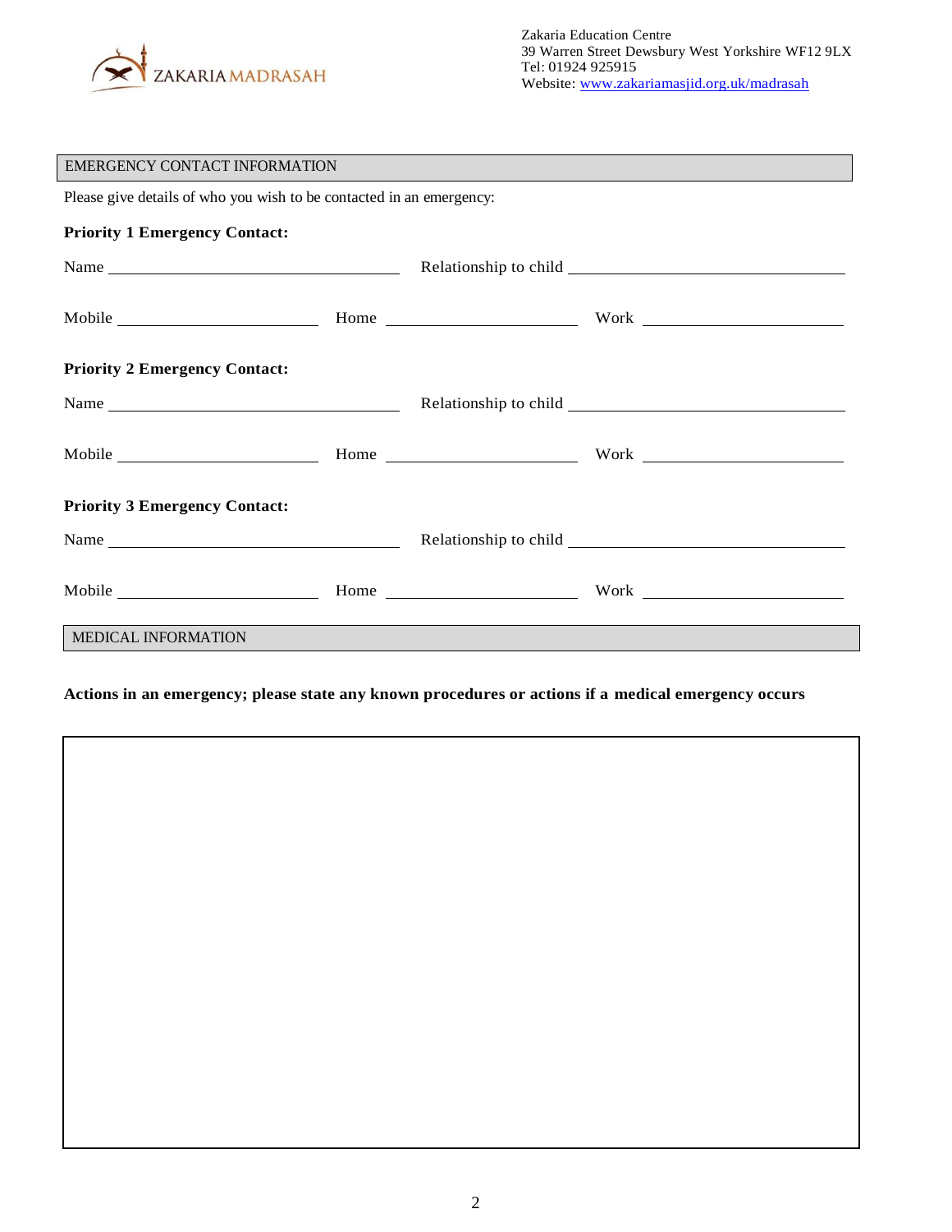ZAKARIA MADRASAH

Zakaria Education Centre
39 Warren Street Dewsbury West Yorkshire WF12 9LX
Tel: 01924 925915
Website: www.zakariamasjid.org.uk/madrasah

## EMERGENCY CONTACT INFORMATION

Please give details of who you wish to be contacted in an emergency:

**Priority 1 Emergency Contact:**

Name \_\_\_\_\_\_\_\_\_\_\_\_\_\_\_\_\_\_\_\_\_\_\_\_\_\_\_\_ Relationship to child \_\_\_\_\_\_\_\_\_\_\_\_\_\_\_\_\_\_\_\_\_\_\_\_\_\_\_\_

Mobile \_\_\_\_\_\_\_\_\_\_\_\_\_\_\_\_\_\_\_\_ Home \_\_\_\_\_\_\_\_\_\_\_\_\_\_\_\_\_\_\_\_ Work \_\_\_\_\_\_\_\_\_\_\_\_\_\_\_\_\_\_\_\_

**Priority 2 Emergency Contact:**

Name \_\_\_\_\_\_\_\_\_\_\_\_\_\_\_\_\_\_\_\_\_\_\_\_\_\_\_\_ Relationship to child \_\_\_\_\_\_\_\_\_\_\_\_\_\_\_\_\_\_\_\_\_\_\_\_\_\_\_\_

Mobile \_\_\_\_\_\_\_\_\_\_\_\_\_\_\_\_\_\_\_\_ Home \_\_\_\_\_\_\_\_\_\_\_\_\_\_\_\_\_\_\_\_ Work \_\_\_\_\_\_\_\_\_\_\_\_\_\_\_\_\_\_\_\_

**Priority 3 Emergency Contact:**

Name \_\_\_\_\_\_\_\_\_\_\_\_\_\_\_\_\_\_\_\_\_\_\_\_\_\_\_\_ Relationship to child \_\_\_\_\_\_\_\_\_\_\_\_\_\_\_\_\_\_\_\_\_\_\_\_\_\_\_\_

Mobile \_\_\_\_\_\_\_\_\_\_\_\_\_\_\_\_\_\_\_\_ Home \_\_\_\_\_\_\_\_\_\_\_\_\_\_\_\_\_\_\_\_ Work \_\_\_\_\_\_\_\_\_\_\_\_\_\_\_\_\_\_\_\_

## MEDICAL INFORMATION

**Actions in an emergency; please state any known procedures or actions if a medical emergency occurs**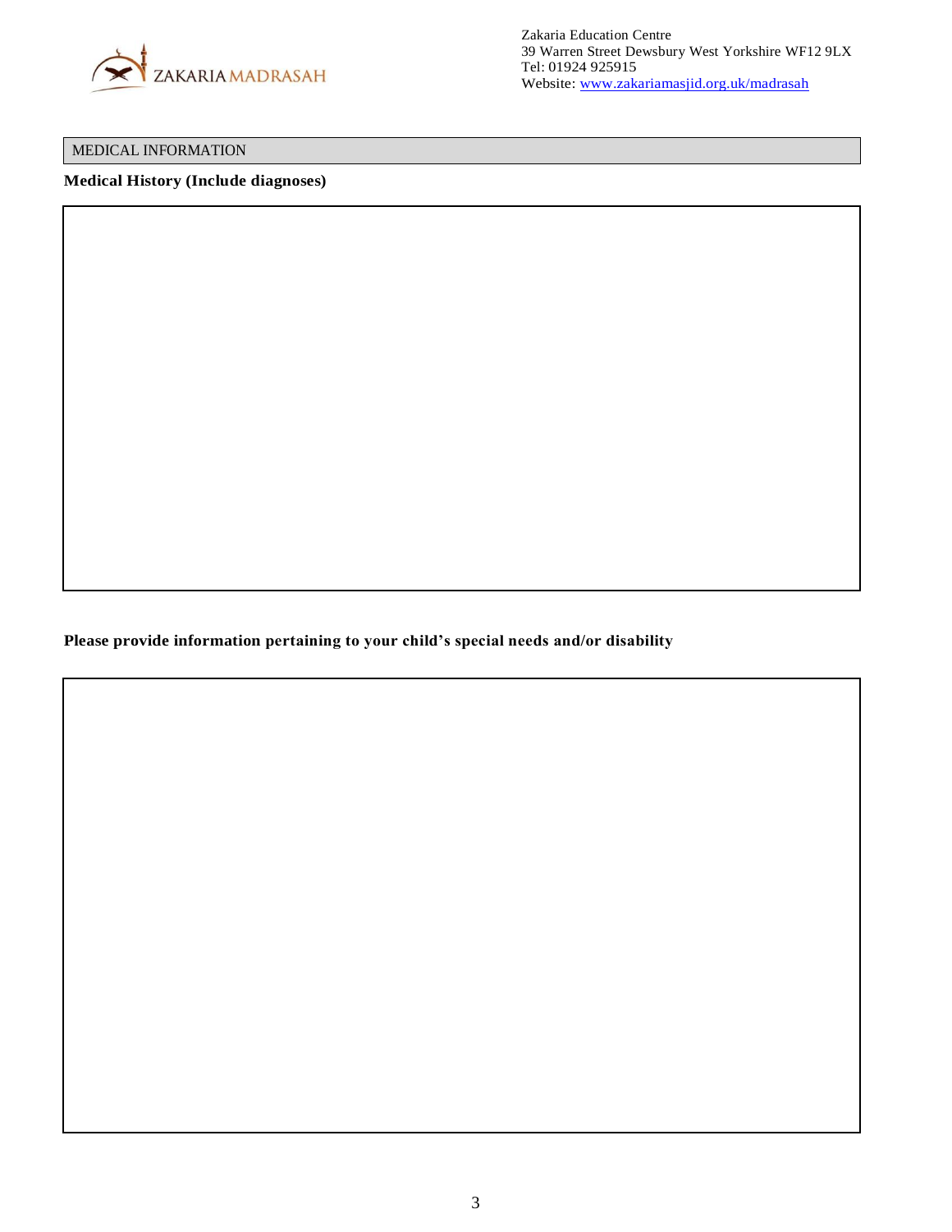ZAKARIA MADRASAH

Zakaria Education Centre
39 Warren Street Dewsbury West Yorkshire WF12 9LX
Tel: 01924 925915
Website: www.zakariamasjid.org.uk/madrasah

## MEDICAL INFORMATION

**Medical History (Include diagnoses)**

**Please provide information pertaining to your child's special needs and/or disability**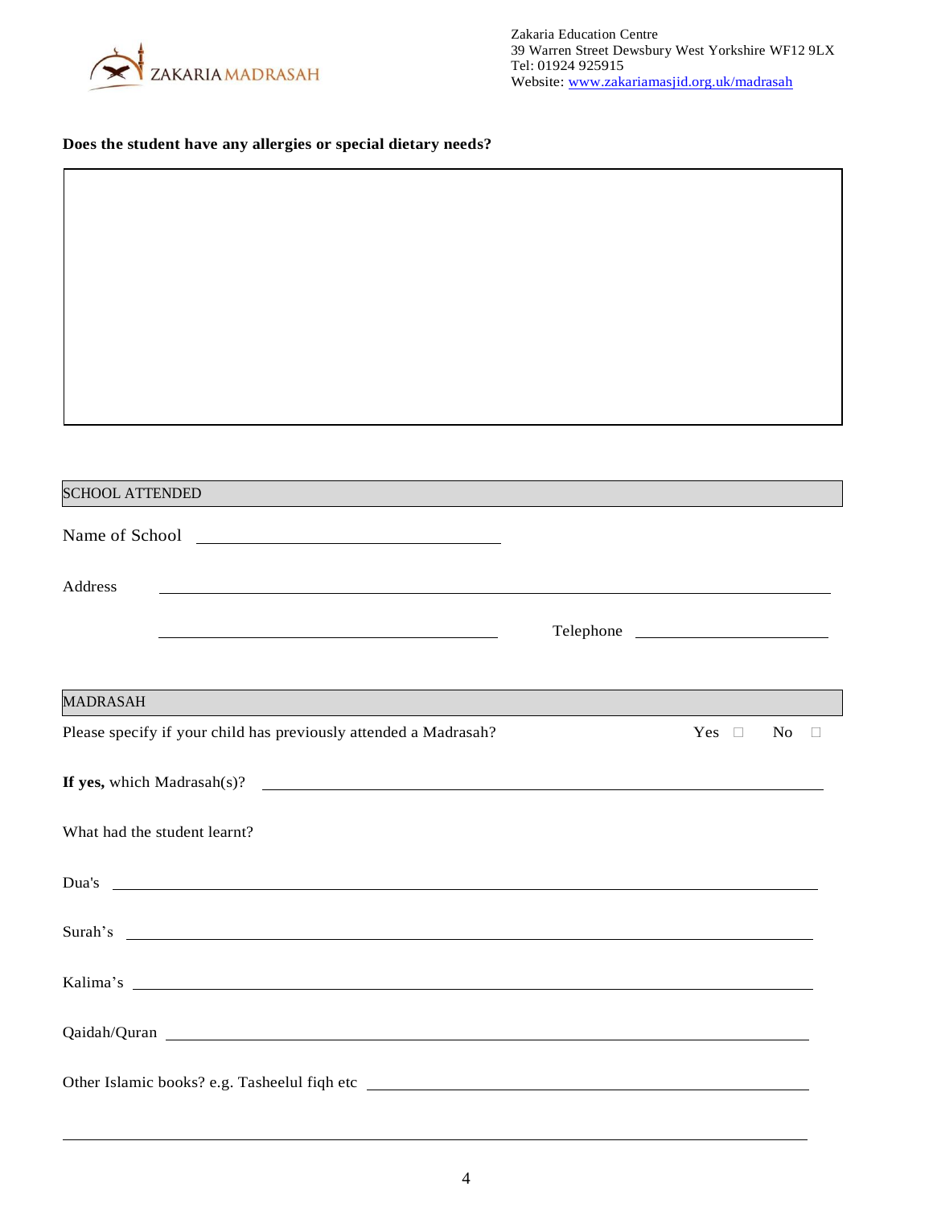ZAKARIA MADRASAH

Zakaria Education Centre
39 Warren Street Dewsbury West Yorkshire WF12 9LX
Tel: 01924 925915
Website: www.zakariamasjid.org.uk/madrasah

**Does the student have any allergies or special dietary needs?**

&nbsp;

## SCHOOL ATTENDED

Name of School \_\_\_\_\_\_\_\_\_\_\_\_\_\_\_\_\_\_\_\_\_\_\_\_\_\_\_\_\_\_

Address \_\_\_\_\_\_\_\_\_\_\_\_\_\_\_\_\_\_\_\_\_\_\_\_\_\_\_\_\_\_\_\_\_\_\_\_\_\_\_\_\_\_\_\_\_\_\_\_\_\_\_\_\_\_\_\_

\_\_\_\_\_\_\_\_\_\_\_\_\_\_\_\_\_\_\_\_\_\_\_\_\_\_\_\_\_\_\_\_ Telephone \_\_\_\_\_\_\_\_\_\_\_\_\_\_\_\_\_\_

## MADRASAH

Please specify if your child has previously attended a Madrasah? Yes ☐ No ☐

**If yes,** which Madrasah(s)? \_\_\_\_\_\_\_\_\_\_\_\_\_\_\_\_\_\_\_\_\_\_\_\_\_\_\_\_\_\_\_\_\_\_\_\_\_\_\_\_\_\_\_\_\_\_\_\_\_\_

What had the student learnt?

Dua's \_\_\_\_\_\_\_\_\_\_\_\_\_\_\_\_\_\_\_\_\_\_\_\_\_\_\_\_\_\_\_\_\_\_\_\_\_\_\_\_\_\_\_\_\_\_\_\_\_\_\_\_\_\_\_\_\_\_\_\_\_\_\_\_

Surah’s \_\_\_\_\_\_\_\_\_\_\_\_\_\_\_\_\_\_\_\_\_\_\_\_\_\_\_\_\_\_\_\_\_\_\_\_\_\_\_\_\_\_\_\_\_\_\_\_\_\_\_\_\_\_\_\_\_\_\_\_\_\_

Kalima’s \_\_\_\_\_\_\_\_\_\_\_\_\_\_\_\_\_\_\_\_\_\_\_\_\_\_\_\_\_\_\_\_\_\_\_\_\_\_\_\_\_\_\_\_\_\_\_\_\_\_\_\_\_\_\_\_\_\_\_\_\_

Qaidah/Quran \_\_\_\_\_\_\_\_\_\_\_\_\_\_\_\_\_\_\_\_\_\_\_\_\_\_\_\_\_\_\_\_\_\_\_\_\_\_\_\_\_\_\_\_\_\_\_\_\_\_\_\_\_\_\_\_\_\_

Other Islamic books? e.g. Tasheelul fiqh etc \_\_\_\_\_\_\_\_\_\_\_\_\_\_\_\_\_\_\_\_\_\_\_\_\_\_\_\_\_\_\_\_\_\_\_\_\_\_\_\_

\_\_\_\_\_\_\_\_\_\_\_\_\_\_\_\_\_\_\_\_\_\_\_\_\_\_\_\_\_\_\_\_\_\_\_\_\_\_\_\_\_\_\_\_\_\_\_\_\_\_\_\_\_\_\_\_\_\_\_\_\_\_\_\_\_\_\_\_\_\_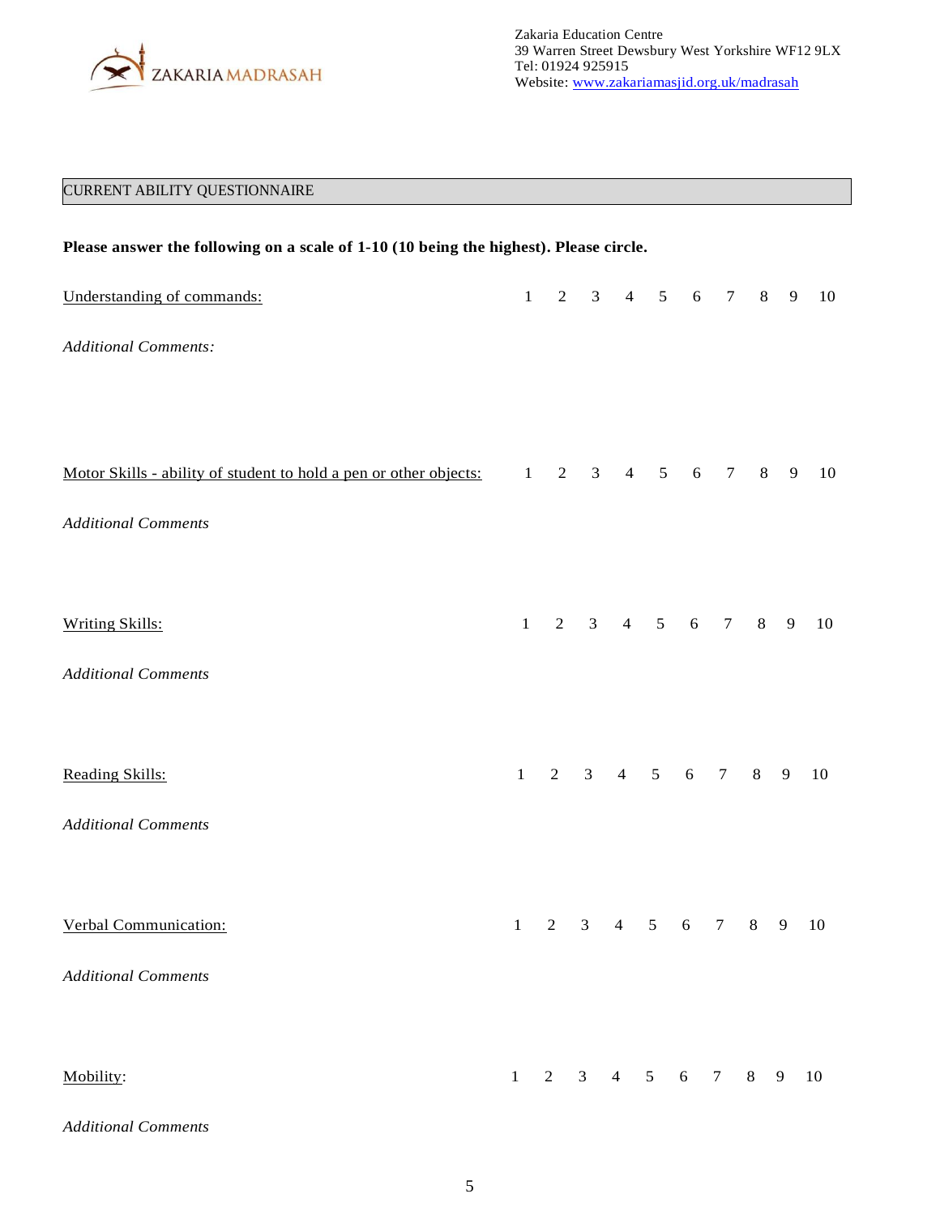ZAKARIA MADRASAH

Zakaria Education Centre
39 Warren Street Dewsbury West Yorkshire WF12 9LX
Tel: 01924 925915
Website: www.zakariamasjid.org.uk/madrasah

## CURRENT ABILITY QUESTIONNAIRE

**Please answer the following on a scale of 1-10 (10 being the highest). Please circle.**

Understanding of commands: 1 2 3 4 5 6 7 8 9 10

*Additional Comments:*

Motor Skills - ability of student to hold a pen or other objects: 1 2 3 4 5 6 7 8 9 10

*Additional Comments*

Writing Skills: 1 2 3 4 5 6 7 8 9 10

*Additional Comments*

Reading Skills: 1 2 3 4 5 6 7 8 9 10

*Additional Comments*

Verbal Communication: 1 2 3 4 5 6 7 8 9 10

*Additional Comments*

Mobility: 1 2 3 4 5 6 7 8 9 10

*Additional Comments*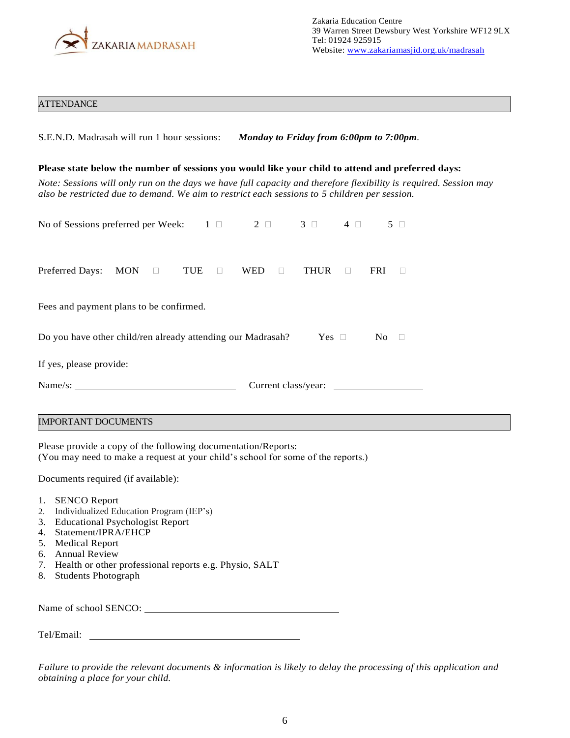ZAKARIA MADRASAH

Zakaria Education Centre
39 Warren Street Dewsbury West Yorkshire WF12 9LX
Tel: 01924 925915
Website: www.zakariamasjid.org.uk/madrasah

## ATTENDANCE

S.E.N.D. Madrasah will run 1 hour sessions: ***Monday to Friday from 6:00pm to 7:00pm***.

**Please state below the number of sessions you would like your child to attend and preferred days:**

*Note: Sessions will only run on the days we have full capacity and therefore flexibility is required. Session may also be restricted due to demand. We aim to restrict each sessions to 5 children per session.*

No of Sessions preferred per Week: 1 ☐ 2 ☐ 3 ☐ 4 ☐ 5 ☐

Preferred Days: MON ☐ TUE ☐ WED ☐ THUR ☐ FRI ☐

Fees and payment plans to be confirmed.

Do you have other child/ren already attending our Madrasah? Yes ☐ No ☐

If yes, please provide:

Name/s: ______________________________ Current class/year: ____________________

## IMPORTANT DOCUMENTS

Please provide a copy of the following documentation/Reports:
(You may need to make a request at your child's school for some of the reports.)

Documents required (if available):

1. SENCO Report
2. Individualized Education Program (IEP's)
3. Educational Psychologist Report
4. Statement/IPRA/EHCP
5. Medical Report
6. Annual Review
7. Health or other professional reports e.g. Physio, SALT
8. Students Photograph

Name of school SENCO: ________________________________________

Tel/Email: ________________________________________

*Failure to provide the relevant documents & information is likely to delay the processing of this application and obtaining a place for your child.*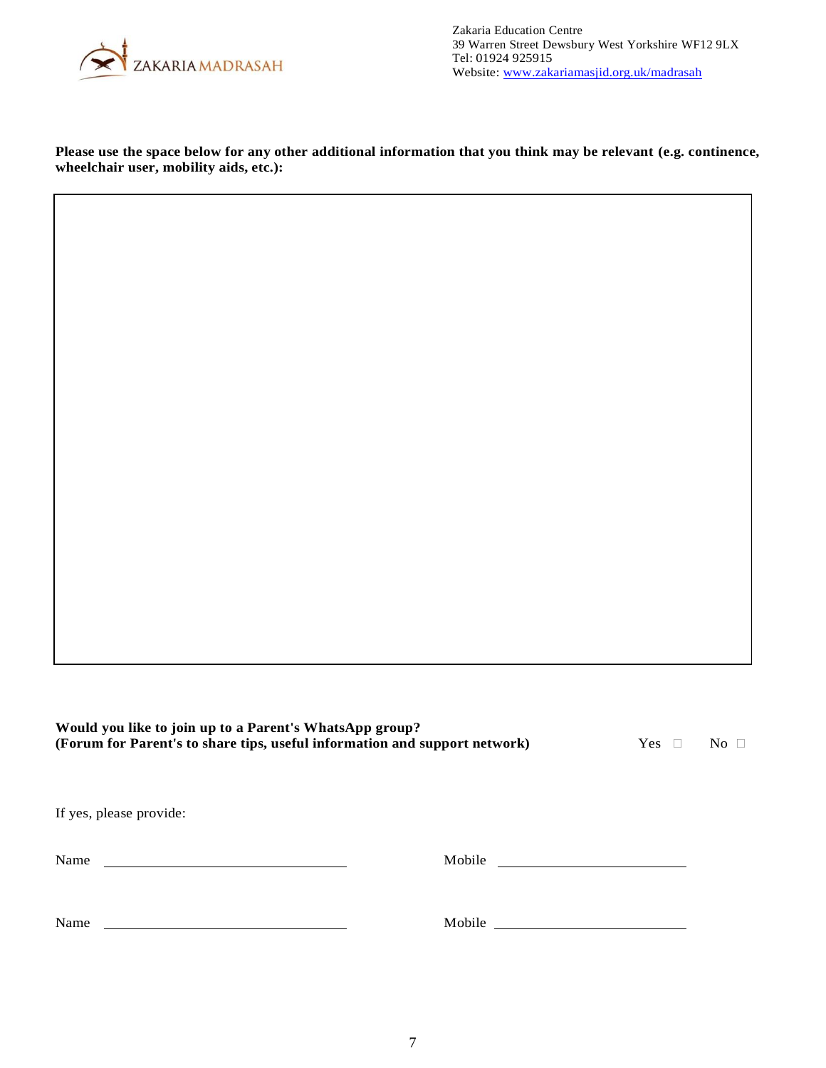Zakaria Education Centre
39 Warren Street Dewsbury West Yorkshire WF12 9LX
Tel: 01924 925915
Website: www.zakariamasjid.org.uk/madrasah

**Please use the space below for any other additional information that you think may be relevant (e.g. continence, wheelchair user, mobility aids, etc.):**

| |
|---|
| |

**Would you like to join up to a Parent's WhatsApp group?**
**(Forum for Parent's to share tips, useful information and support network)** Yes ☐ No ☐

If yes, please provide:

Name ______________________ Mobile ______________________

Name ______________________ Mobile ______________________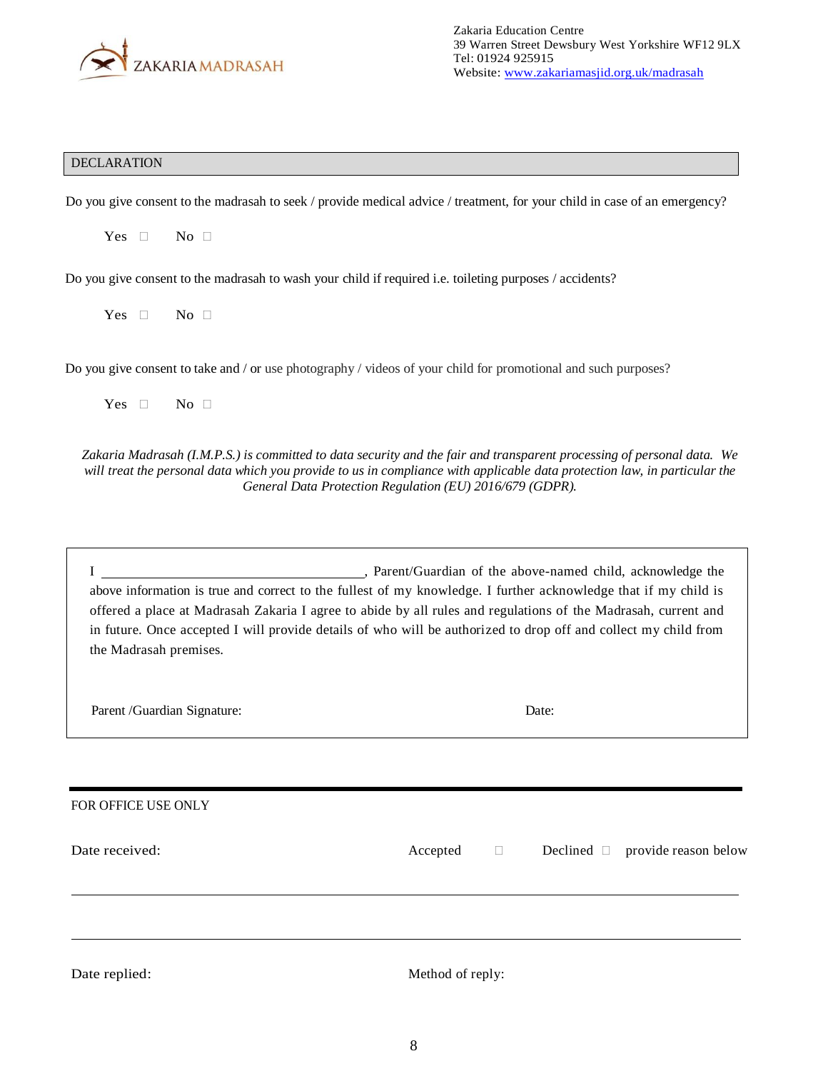Zakaria Education Centre
39 Warren Street Dewsbury West Yorkshire WF12 9LX
Tel: 01924 925915
Website: www.zakariamasjid.org.uk/madrasah

## DECLARATION

Do you give consent to the madrasah to seek / provide medical advice / treatment, for your child in case of an emergency?

Yes ☐ No ☐

Do you give consent to the madrasah to wash your child if required i.e. toileting purposes / accidents?

Yes ☐ No ☐

Do you give consent to take and / or use photography / videos of your child for promotional and such purposes?

Yes ☐ No ☐

*Zakaria Madrasah (I.M.P.S.) is committed to data security and the fair and transparent processing of personal data. We will treat the personal data which you provide to us in compliance with applicable data protection law, in particular the General Data Protection Regulation (EU) 2016/679 (GDPR).*

I ______________________________, Parent/Guardian of the above-named child, acknowledge the above information is true and correct to the fullest of my knowledge. I further acknowledge that if my child is offered a place at Madrasah Zakaria I agree to abide by all rules and regulations of the Madrasah, current and in future. Once accepted I will provide details of who will be authorized to drop off and collect my child from the Madrasah premises.

Parent /Guardian Signature: Date:

---

FOR OFFICE USE ONLY

Date received: Accepted ☐ Declined ☐ provide reason below

______________________________________________________________

______________________________________________________________

Date replied: Method of reply: